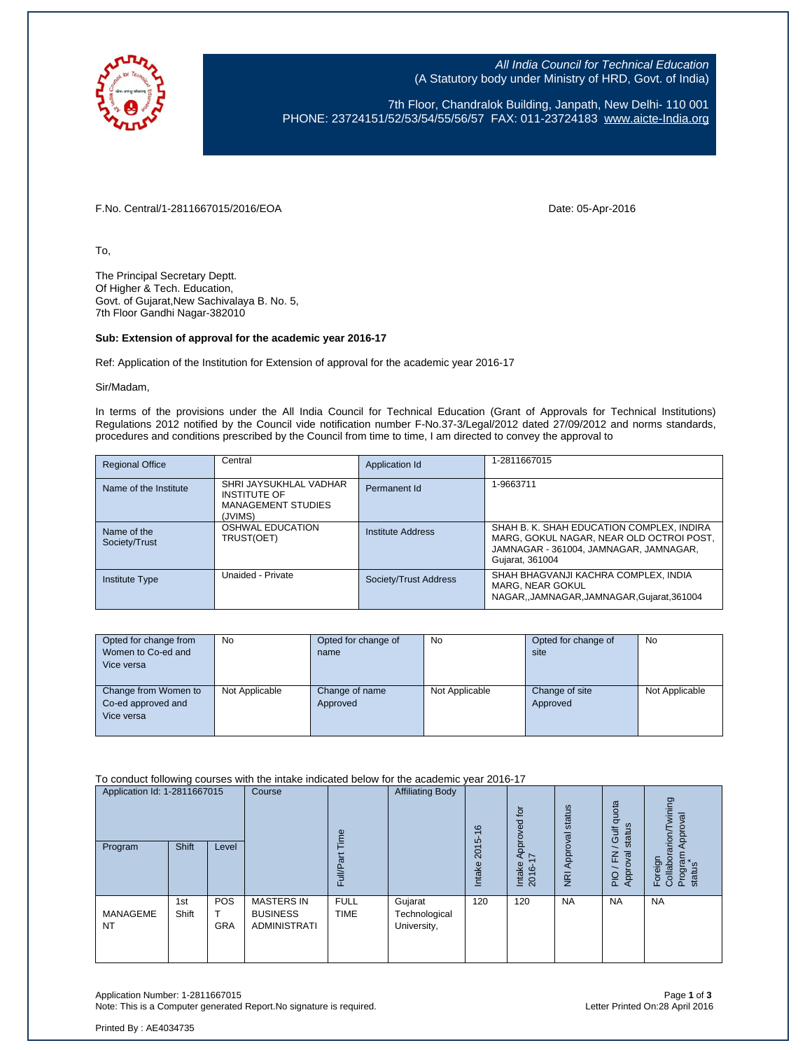*All India Council for Technical Education*
(A Statutory body under Ministry of HRD, Govt. of India)

7th Floor, Chandralok Building, Janpath, New Delhi- 110 001
PHONE: 23724151/52/53/54/55/56/57 FAX: 011-23724183 www.aicte-India.org

F.No. Central/1-2811667015/2016/EOA

Date: 05-Apr-2016

To,

The Principal Secretary Deptt.
Of Higher & Tech. Education,
Govt. of Gujarat,New Sachivalaya B. No. 5,
7th Floor Gandhi Nagar-382010

**Sub: Extension of approval for the academic year 2016-17**

Ref: Application of the Institution for Extension of approval for the academic year 2016-17

Sir/Madam,

In terms of the provisions under the All India Council for Technical Education (Grant of Approvals for Technical Institutions) Regulations 2012 notified by the Council vide notification number F-No.37-3/Legal/2012 dated 27/09/2012 and norms standards, procedures and conditions prescribed by the Council from time to time, I am directed to convey the approval to

| Regional Office | Central | Application Id | 1-2811667015 |
|---|---|---|---|
| Name of the Institute | SHRI JAYSUKHLAL VADHAR INSTITUTE OF MANAGEMENT STUDIES (JVIMS) | Permanent Id | 1-9663711 |
| Name of the Society/Trust | OSHWAL EDUCATION TRUST(OET) | Institute Address | SHAH B. K. SHAH EDUCATION COMPLEX, INDIRA MARG, GOKUL NAGAR, NEAR OLD OCTROI POST, JAMNAGAR - 361004, JAMNAGAR, JAMNAGAR, Gujarat, 361004 |
| Institute Type | Unaided - Private | Society/Trust Address | SHAH BHAGVANJI KACHRA COMPLEX, INDIA MARG, NEAR GOKUL NAGAR,,JAMNAGAR,JAMNAGAR,Gujarat,361004 |

| Opted for change from Women to Co-ed and Vice versa | No | Opted for change of name | No | Opted for change of site | No |
|---|---|---|---|---|---|
| Change from Women to Co-ed approved and Vice versa | Not Applicable | Change of name Approved | Not Applicable | Change of site Approved | Not Applicable |

To conduct following courses with the intake indicated below for the academic year 2016-17

| Application Id: 1-2811667015 | | | Course | Full/Part Time | Affiliating Body | Intake 2015-16 | Intake Approved for 2016-17 | NRI Approval status | PIO / FN / Gulf quota Approval status | Foreign Collaborarion/Twining Program Approval status* |
|---|---|---|---|---|---|---|---|---|---|---|
| Program | Shift | Level | | | | | | | | |
| MANAGEMENT | 1st Shift | POST GRA | MASTERS IN BUSINESS ADMINISTRATI | FULL TIME | Gujarat Technological University, | 120 | 120 | NA | NA | NA |

Application Number: 1-2811667015
Note: This is a Computer generated Report.No signature is required.

Letter Printed On:28 April 2016

Printed By : AE4034735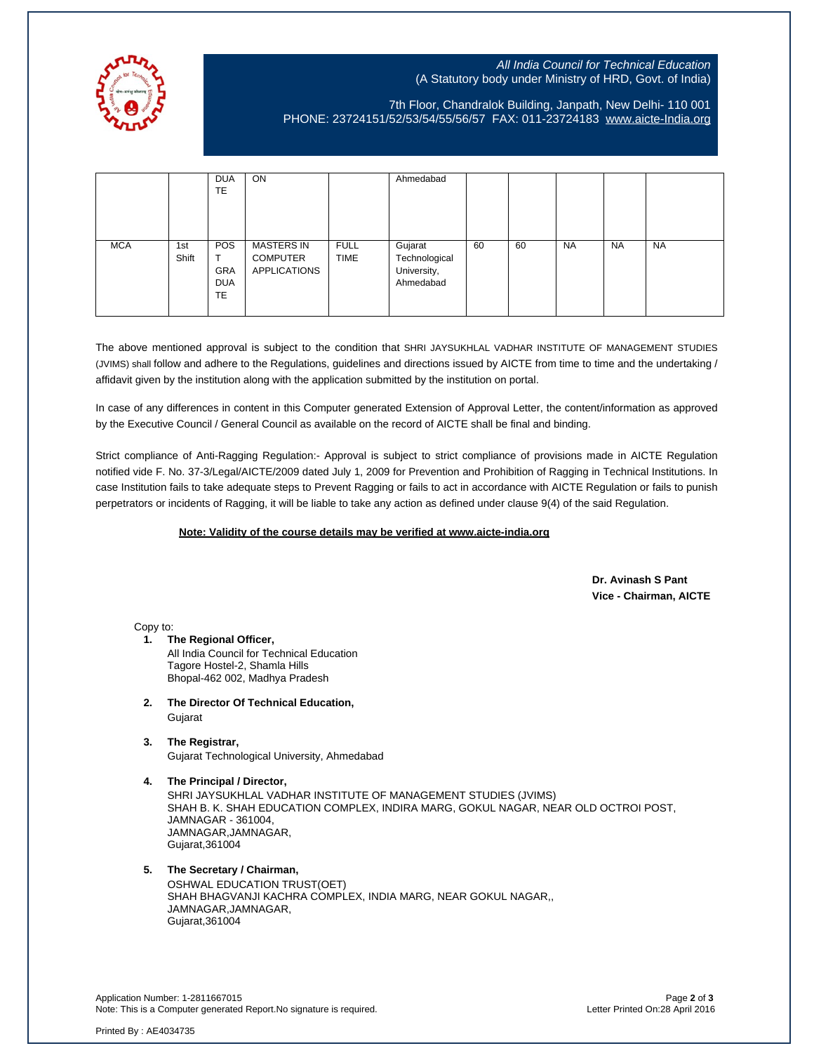All India Council for Technical Education
(A Statutory body under Ministry of HRD, Govt. of India)

7th Floor, Chandralok Building, Janpath, New Delhi- 110 001
PHONE: 23724151/52/53/54/55/56/57 FAX: 011-23724183 www.aicte-India.org

| | | | | | | | | | | |
|---|---|---|---|---|---|---|---|---|---|---|
| | | DUATE | ON | | Ahmedabad | | | | | |
| MCA | 1st Shift | POST GRADUATE | MASTERS IN COMPUTER APPLICATIONS | FULL TIME | Gujarat Technological University, Ahmedabad | 60 | 60 | NA | NA | NA |

The above mentioned approval is subject to the condition that SHRI JAYSUKHLAL VADHAR INSTITUTE OF MANAGEMENT STUDIES (JVIMS) shall follow and adhere to the Regulations, guidelines and directions issued by AICTE from time to time and the undertaking / affidavit given by the institution along with the application submitted by the institution on portal.

In case of any differences in content in this Computer generated Extension of Approval Letter, the content/information as approved by the Executive Council / General Council as available on the record of AICTE shall be final and binding.

Strict compliance of Anti-Ragging Regulation:- Approval is subject to strict compliance of provisions made in AICTE Regulation notified vide F. No. 37-3/Legal/AICTE/2009 dated July 1, 2009 for Prevention and Prohibition of Ragging in Technical Institutions. In case Institution fails to take adequate steps to Prevent Ragging or fails to act in accordance with AICTE Regulation or fails to punish perpetrators or incidents of Ragging, it will be liable to take any action as defined under clause 9(4) of the said Regulation.

**Note: Validity of the course details may be verified at www.aicte-india.org**

**Dr. Avinash S Pant**
**Vice - Chairman, AICTE**

Copy to:

1. **The Regional Officer,**
   All India Council for Technical Education
   Tagore Hostel-2, Shamla Hills
   Bhopal-462 002, Madhya Pradesh

2. **The Director Of Technical Education,**
   Gujarat

3. **The Registrar,**
   Gujarat Technological University, Ahmedabad

4. **The Principal / Director,**
   SHRI JAYSUKHLAL VADHAR INSTITUTE OF MANAGEMENT STUDIES (JVIMS)
   SHAH B. K. SHAH EDUCATION COMPLEX, INDIRA MARG, GOKUL NAGAR, NEAR OLD OCTROI POST,
   JAMNAGAR - 361004,
   JAMNAGAR,JAMNAGAR,
   Gujarat,361004

5. **The Secretary / Chairman,**
   OSHWAL EDUCATION TRUST(OET)
   SHAH BHAGVANJI KACHRA COMPLEX, INDIA MARG, NEAR GOKUL NAGAR,,
   JAMNAGAR,JAMNAGAR,
   Gujarat,361004

Application Number: 1-2811667015
Note: This is a Computer generated Report.No signature is required.
Letter Printed On:28 April 2016

Printed By : AE4034735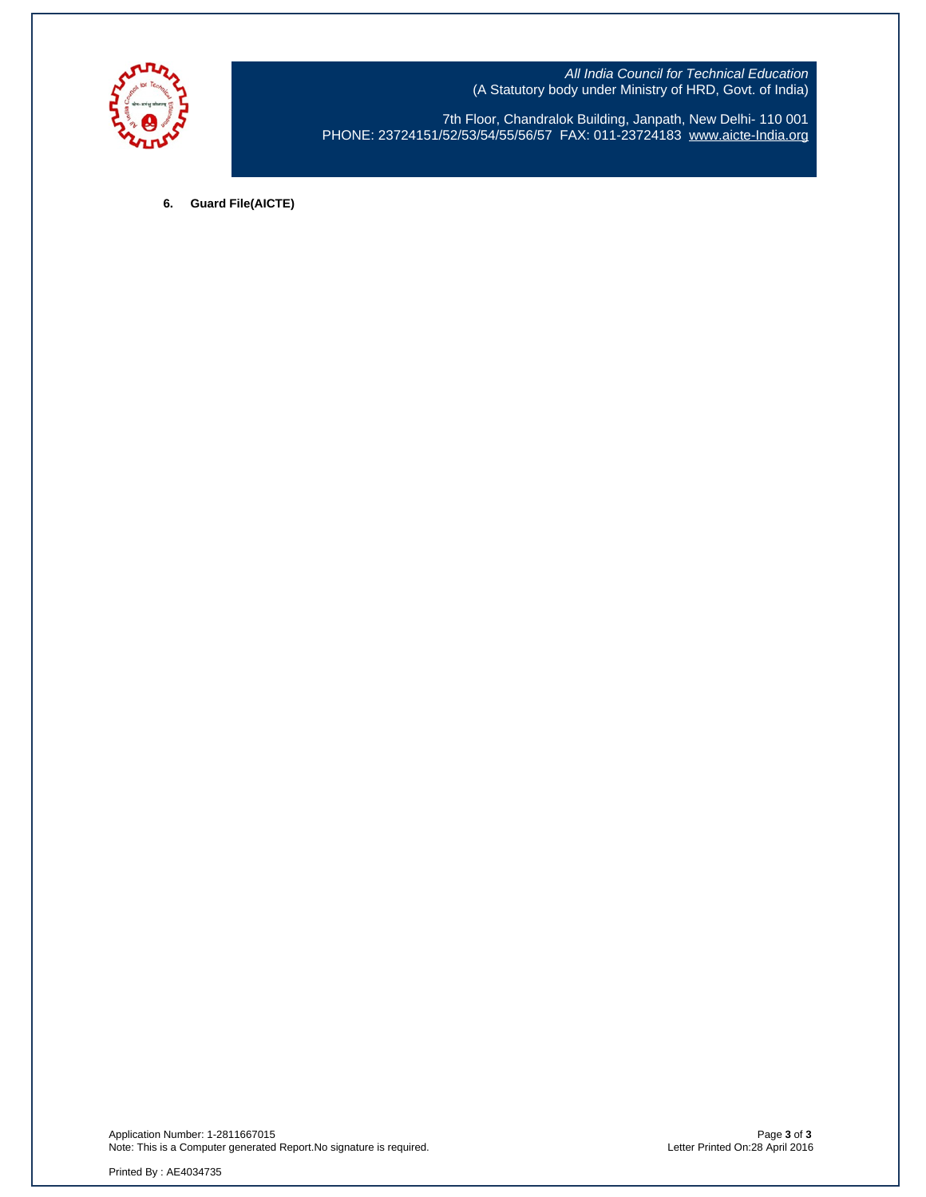6. **Guard File(AICTE)**

Application Number: 1-2811667015
Note: This is a Computer generated Report.No signature is required.

Letter Printed On:28 April 2016

Printed By : AE4034735